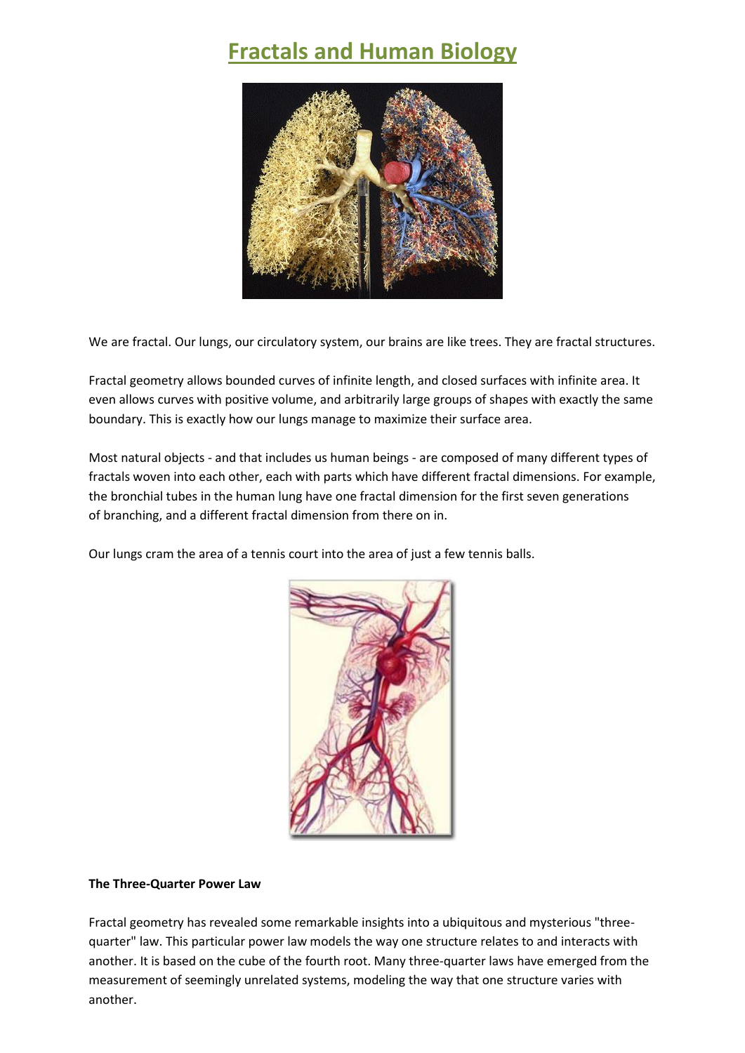# Fractals and Human Biology

We are fractal. Our lungs, our circulatory system, our brains are like trees. They are fractal structures.

Fractal geometry allows bounded curves of infinite length, and closed surfaces with infinite area. It even allows curves with positive volume, and arbitrarily large groups of shapes with exactly the same boundary. This is exactly how our lungs manage to maximize their surface area.

Most natural objects - and that includes us human beings - are composed of many different types of fractals woven into each other, each with parts which have different fractal dimensions. For example, the bronchial tubes in the human lung have one fractal dimension for the first seven generations of branching, and a different fractal dimension from there on in.

Our lungs cram the area of a tennis court into the area of just a few tennis balls.

**The Three-Quarter Power Law**

Fractal geometry has revealed some remarkable insights into a ubiquitous and mysterious "three-quarter" law. This particular power law models the way one structure relates to and interacts with another. It is based on the cube of the fourth root. Many three-quarter laws have emerged from the measurement of seemingly unrelated systems, modeling the way that one structure varies with another.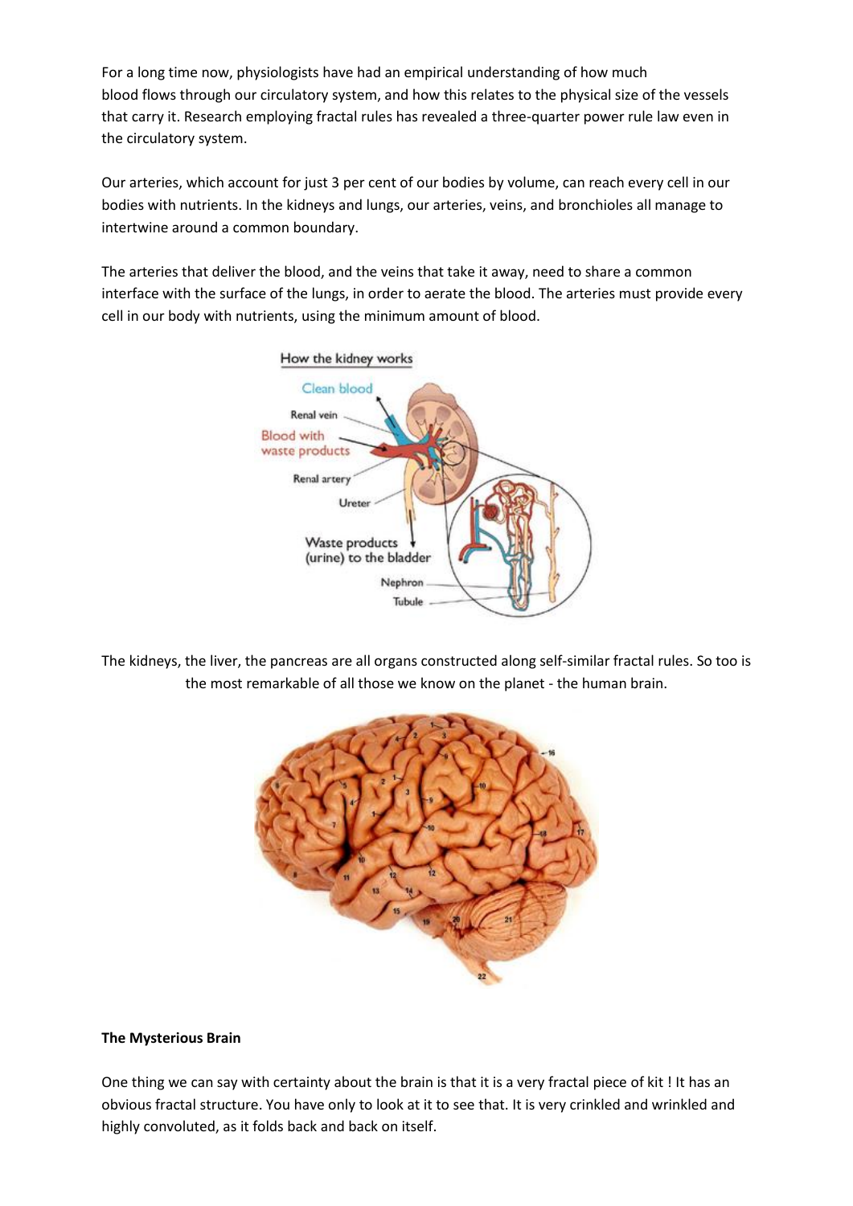For a long time now, physiologists have had an empirical understanding of how much blood flows through our circulatory system, and how this relates to the physical size of the vessels that carry it. Research employing fractal rules has revealed a three-quarter power rule law even in the circulatory system.

Our arteries, which account for just 3 per cent of our bodies by volume, can reach every cell in our bodies with nutrients. In the kidneys and lungs, our arteries, veins, and bronchioles all manage to intertwine around a common boundary.

The arteries that deliver the blood, and the veins that take it away, need to share a common interface with the surface of the lungs, in order to aerate the blood. The arteries must provide every cell in our body with nutrients, using the minimum amount of blood.

The kidneys, the liver, the pancreas are all organs constructed along self-similar fractal rules. So too is the most remarkable of all those we know on the planet - the human brain.

**The Mysterious Brain**

One thing we can say with certainty about the brain is that it is a very fractal piece of kit ! It has an obvious fractal structure. You have only to look at it to see that. It is very crinkled and wrinkled and highly convoluted, as it folds back and back on itself.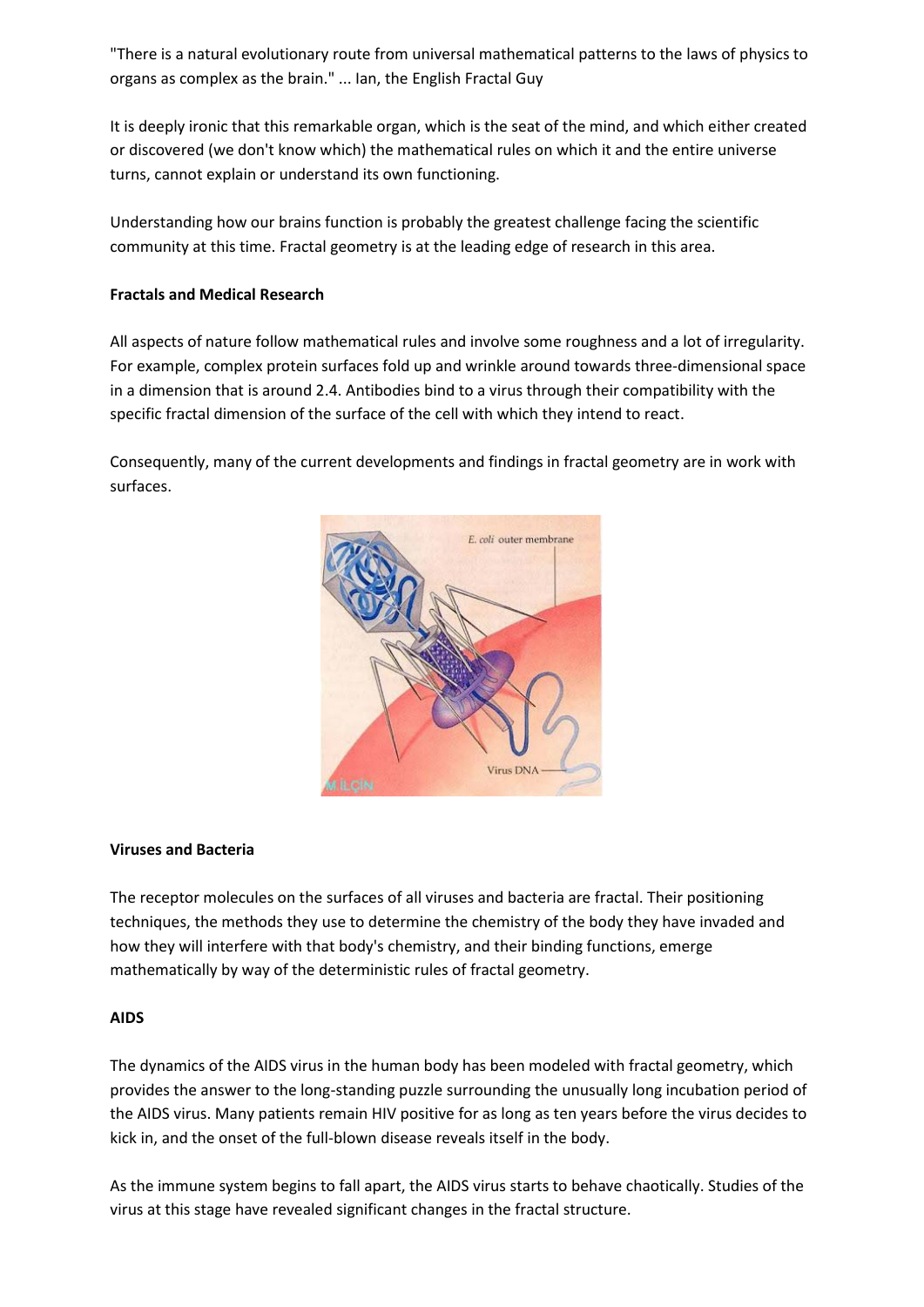"There is a natural evolutionary route from universal mathematical patterns to the laws of physics to organs as complex as the brain." ... Ian, the English Fractal Guy

It is deeply ironic that this remarkable organ, which is the seat of the mind, and which either created or discovered (we don't know which) the mathematical rules on which it and the entire universe turns, cannot explain or understand its own functioning.

Understanding how our brains function is probably the greatest challenge facing the scientific community at this time. Fractal geometry is at the leading edge of research in this area.

**Fractals and Medical Research**

All aspects of nature follow mathematical rules and involve some roughness and a lot of irregularity. For example, complex protein surfaces fold up and wrinkle around towards three-dimensional space in a dimension that is around 2.4. Antibodies bind to a virus through their compatibility with the specific fractal dimension of the surface of the cell with which they intend to react.

Consequently, many of the current developments and findings in fractal geometry are in work with surfaces.

**Viruses and Bacteria**

The receptor molecules on the surfaces of all viruses and bacteria are fractal. Their positioning techniques, the methods they use to determine the chemistry of the body they have invaded and how they will interfere with that body's chemistry, and their binding functions, emerge mathematically by way of the deterministic rules of fractal geometry.

**AIDS**

The dynamics of the AIDS virus in the human body has been modeled with fractal geometry, which provides the answer to the long-standing puzzle surrounding the unusually long incubation period of the AIDS virus. Many patients remain HIV positive for as long as ten years before the virus decides to kick in, and the onset of the full-blown disease reveals itself in the body.

As the immune system begins to fall apart, the AIDS virus starts to behave chaotically. Studies of the virus at this stage have revealed significant changes in the fractal structure.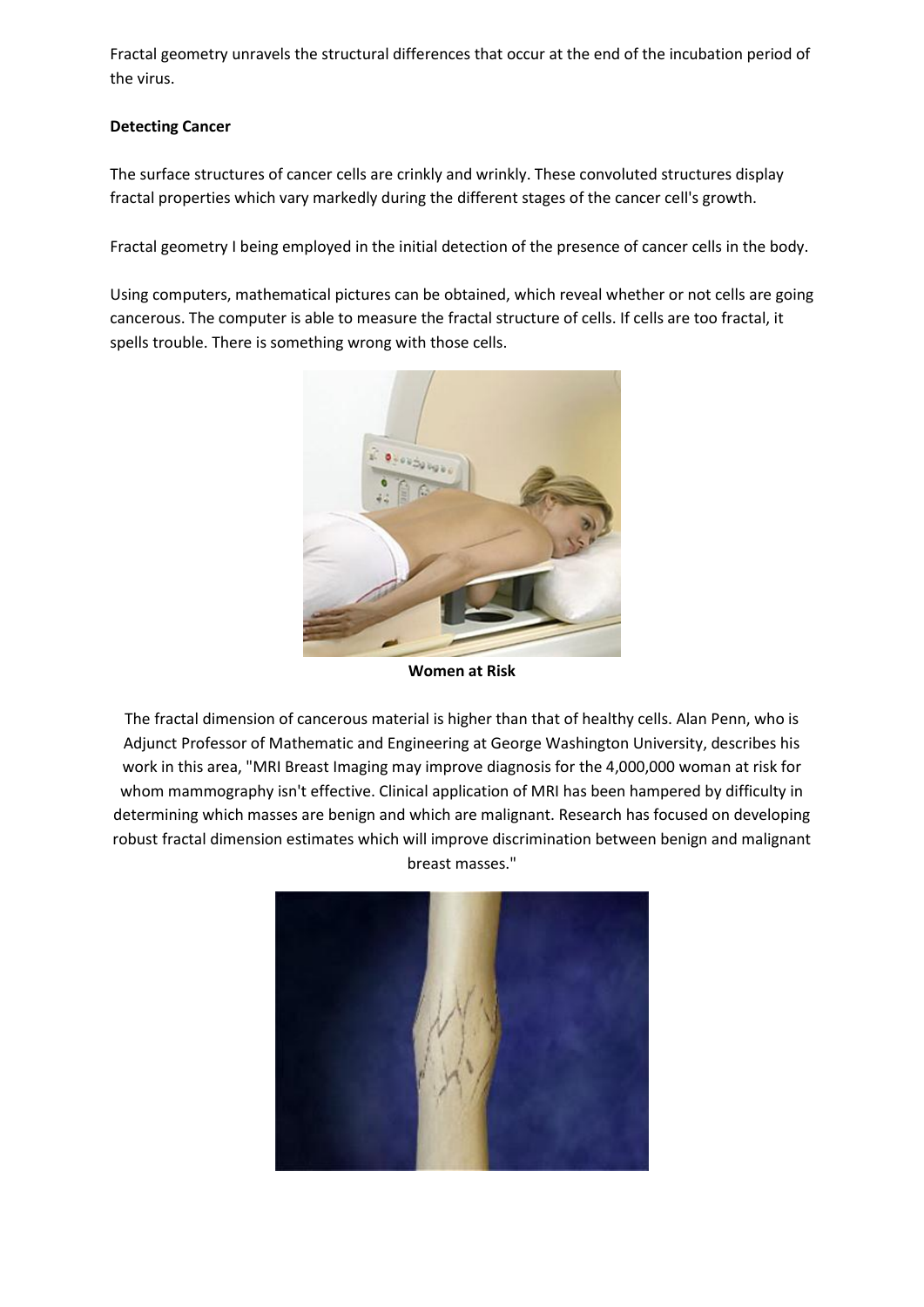Fractal geometry unravels the structural differences that occur at the end of the incubation period of the virus.

**Detecting Cancer**

The surface structures of cancer cells are crinkly and wrinkly. These convoluted structures display fractal properties which vary markedly during the different stages of the cancer cell's growth.

Fractal geometry I being employed in the initial detection of the presence of cancer cells in the body.

Using computers, mathematical pictures can be obtained, which reveal whether or not cells are going cancerous. The computer is able to measure the fractal structure of cells. If cells are too fractal, it spells trouble. There is something wrong with those cells.

**Women at Risk**

The fractal dimension of cancerous material is higher than that of healthy cells. Alan Penn, who is Adjunct Professor of Mathematic and Engineering at George Washington University, describes his work in this area, "MRI Breast Imaging may improve diagnosis for the 4,000,000 woman at risk for whom mammography isn't effective. Clinical application of MRI has been hampered by difficulty in determining which masses are benign and which are malignant. Research has focused on developing robust fractal dimension estimates which will improve discrimination between benign and malignant breast masses."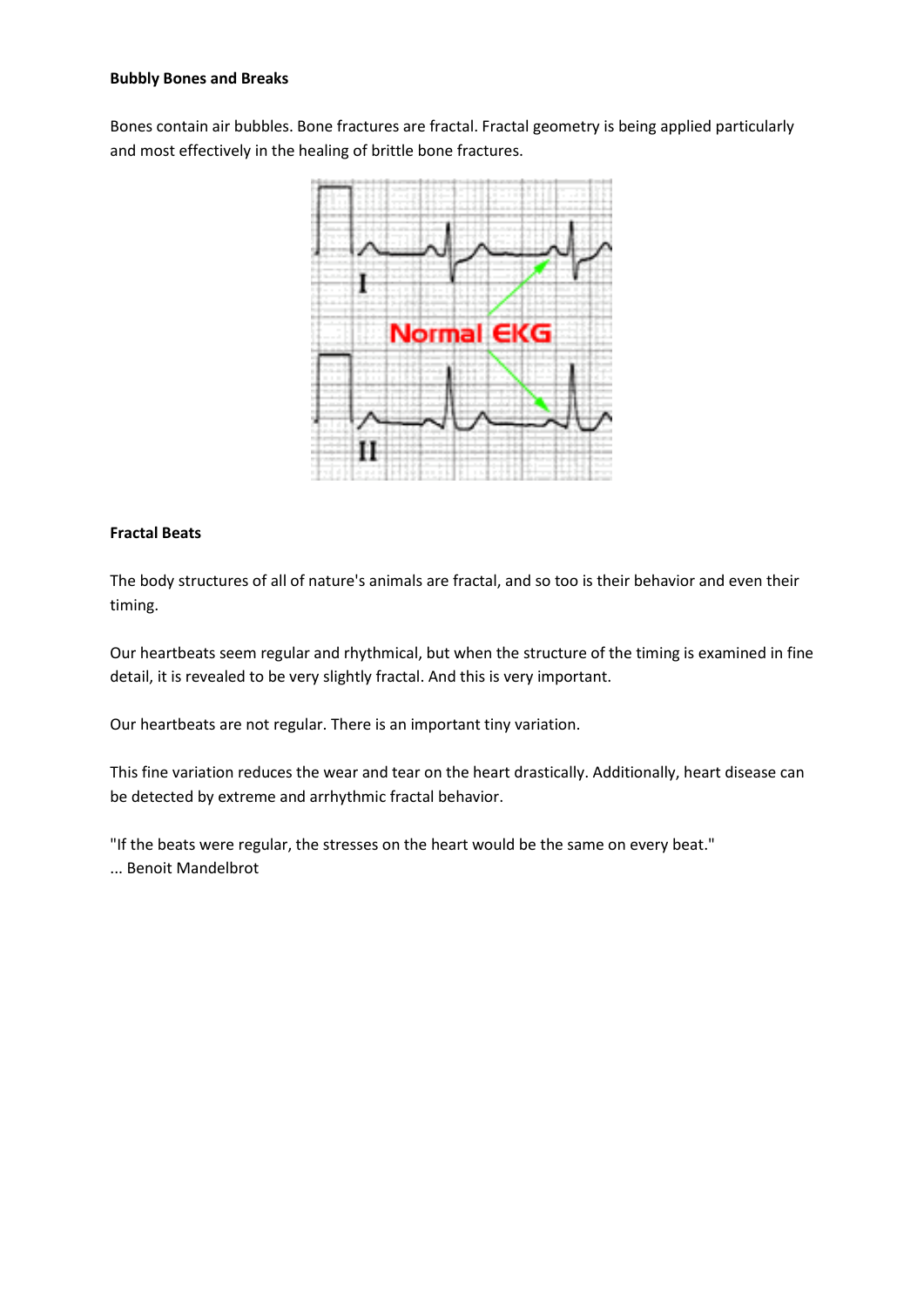**Bubbly Bones and Breaks**

Bones contain air bubbles. Bone fractures are fractal. Fractal geometry is being applied particularly and most effectively in the healing of brittle bone fractures.

I

Normal EKG

II

**Fractal Beats**

The body structures of all of nature's animals are fractal, and so too is their behavior and even their timing.

Our heartbeats seem regular and rhythmical, but when the structure of the timing is examined in fine detail, it is revealed to be very slightly fractal. And this is very important.

Our heartbeats are not regular. There is an important tiny variation.

This fine variation reduces the wear and tear on the heart drastically. Additionally, heart disease can be detected by extreme and arrhythmic fractal behavior.

"If the beats were regular, the stresses on the heart would be the same on every beat."
... Benoit Mandelbrot